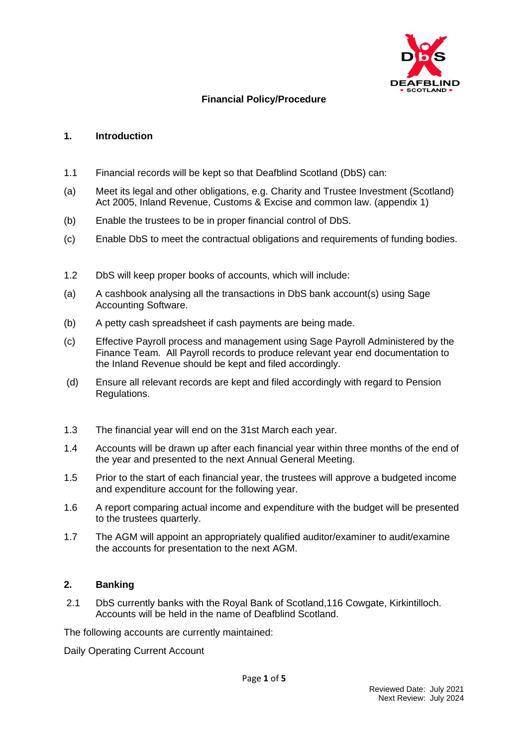# Financial Policy/Procedure

## 1. Introduction

1.1 Financial records will be kept so that Deafblind Scotland (DbS) can:

(a) Meet its legal and other obligations, e.g. Charity and Trustee Investment (Scotland) Act 2005, Inland Revenue, Customs & Excise and common law. (appendix 1)

(b) Enable the trustees to be in proper financial control of DbS.

(c) Enable DbS to meet the contractual obligations and requirements of funding bodies.

1.2 DbS will keep proper books of accounts, which will include:

(a) A cashbook analysing all the transactions in DbS bank account(s) using Sage Accounting Software.

(b) A petty cash spreadsheet if cash payments are being made.

(c) Effective Payroll process and management using Sage Payroll Administered by the Finance Team. All Payroll records to produce relevant year end documentation to the Inland Revenue should be kept and filed accordingly.

(d) Ensure all relevant records are kept and filed accordingly with regard to Pension Regulations.

1.3 The financial year will end on the 31st March each year.

1.4 Accounts will be drawn up after each financial year within three months of the end of the year and presented to the next Annual General Meeting.

1.5 Prior to the start of each financial year, the trustees will approve a budgeted income and expenditure account for the following year.

1.6 A report comparing actual income and expenditure with the budget will be presented to the trustees quarterly.

1.7 The AGM will appoint an appropriately qualified auditor/examiner to audit/examine the accounts for presentation to the next AGM.

## 2. Banking

2.1 DbS currently banks with the Royal Bank of Scotland,116 Cowgate, Kirkintilloch. Accounts will be held in the name of Deafblind Scotland.

The following accounts are currently maintained:

Daily Operating Current Account

Reviewed Date: July 2021
Next Review: July 2024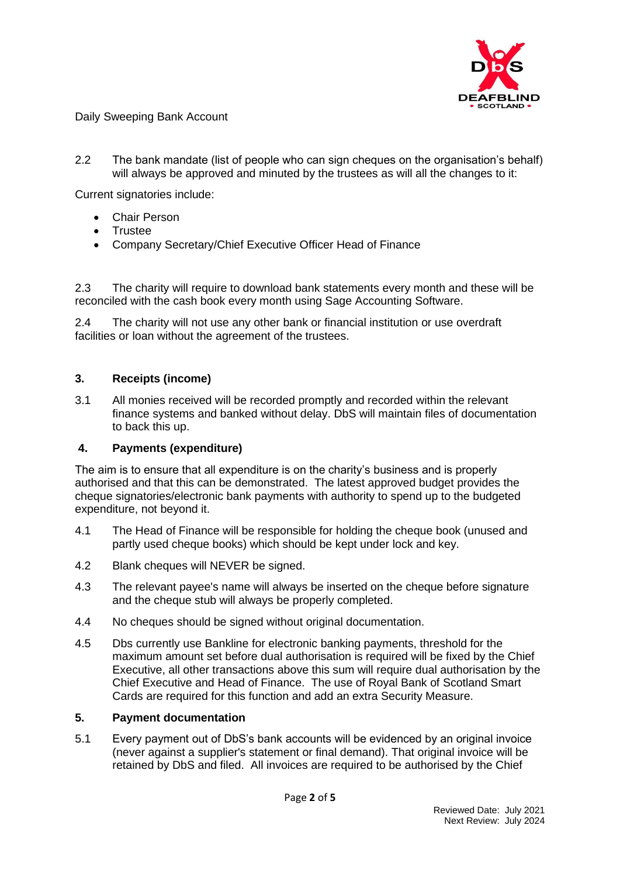Daily Sweeping Bank Account

2.2 The bank mandate (list of people who can sign cheques on the organisation's behalf) will always be approved and minuted by the trustees as will all the changes to it:

Current signatories include:

- Chair Person
- Trustee
- Company Secretary/Chief Executive Officer Head of Finance

2.3 The charity will require to download bank statements every month and these will be reconciled with the cash book every month using Sage Accounting Software.

2.4 The charity will not use any other bank or financial institution or use overdraft facilities or loan without the agreement of the trustees.

## 3. Receipts (income)

3.1 All monies received will be recorded promptly and recorded within the relevant finance systems and banked without delay. DbS will maintain files of documentation to back this up.

## 4. Payments (expenditure)

The aim is to ensure that all expenditure is on the charity's business and is properly authorised and that this can be demonstrated. The latest approved budget provides the cheque signatories/electronic bank payments with authority to spend up to the budgeted expenditure, not beyond it.

4.1 The Head of Finance will be responsible for holding the cheque book (unused and partly used cheque books) which should be kept under lock and key.

4.2 Blank cheques will NEVER be signed.

4.3 The relevant payee's name will always be inserted on the cheque before signature and the cheque stub will always be properly completed.

4.4 No cheques should be signed without original documentation.

4.5 Dbs currently use Bankline for electronic banking payments, threshold for the maximum amount set before dual authorisation is required will be fixed by the Chief Executive, all other transactions above this sum will require dual authorisation by the Chief Executive and Head of Finance. The use of Royal Bank of Scotland Smart Cards are required for this function and add an extra Security Measure.

## 5. Payment documentation

5.1 Every payment out of DbS's bank accounts will be evidenced by an original invoice (never against a supplier's statement or final demand). That original invoice will be retained by DbS and filed. All invoices are required to be authorised by the Chief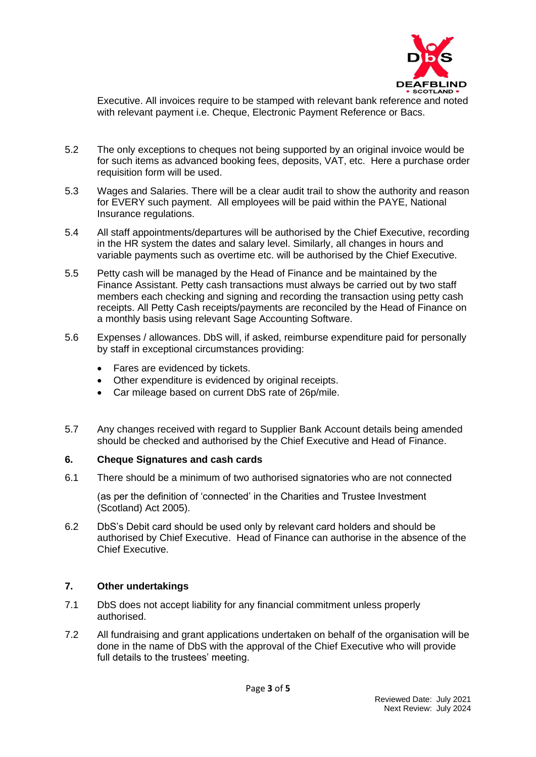Executive. All invoices require to be stamped with relevant bank reference and noted with relevant payment i.e. Cheque, Electronic Payment Reference or Bacs.

5.2 The only exceptions to cheques not being supported by an original invoice would be for such items as advanced booking fees, deposits, VAT, etc. Here a purchase order requisition form will be used.

5.3 Wages and Salaries. There will be a clear audit trail to show the authority and reason for EVERY such payment. All employees will be paid within the PAYE, National Insurance regulations.

5.4 All staff appointments/departures will be authorised by the Chief Executive, recording in the HR system the dates and salary level. Similarly, all changes in hours and variable payments such as overtime etc. will be authorised by the Chief Executive.

5.5 Petty cash will be managed by the Head of Finance and be maintained by the Finance Assistant. Petty cash transactions must always be carried out by two staff members each checking and signing and recording the transaction using petty cash receipts. All Petty Cash receipts/payments are reconciled by the Head of Finance on a monthly basis using relevant Sage Accounting Software.

5.6 Expenses / allowances. DbS will, if asked, reimburse expenditure paid for personally by staff in exceptional circumstances providing:

- Fares are evidenced by tickets.
- Other expenditure is evidenced by original receipts.
- Car mileage based on current DbS rate of 26p/mile.

5.7 Any changes received with regard to Supplier Bank Account details being amended should be checked and authorised by the Chief Executive and Head of Finance.

## 6. Cheque Signatures and cash cards

6.1 There should be a minimum of two authorised signatories who are not connected

(as per the definition of 'connected' in the Charities and Trustee Investment (Scotland) Act 2005).

6.2 DbS's Debit card should be used only by relevant card holders and should be authorised by Chief Executive. Head of Finance can authorise in the absence of the Chief Executive.

## 7. Other undertakings

7.1 DbS does not accept liability for any financial commitment unless properly authorised.

7.2 All fundraising and grant applications undertaken on behalf of the organisation will be done in the name of DbS with the approval of the Chief Executive who will provide full details to the trustees' meeting.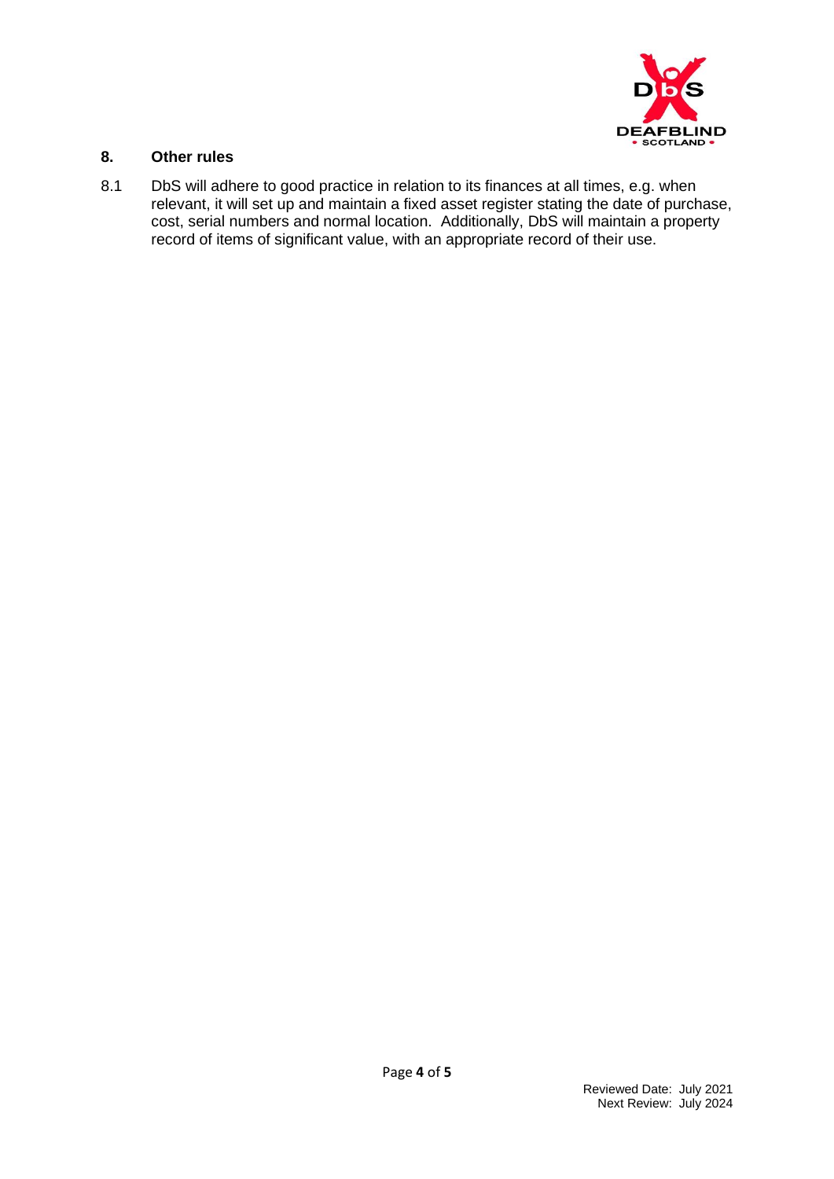## 8. Other rules

8.1 DbS will adhere to good practice in relation to its finances at all times, e.g. when relevant, it will set up and maintain a fixed asset register stating the date of purchase, cost, serial numbers and normal location. Additionally, DbS will maintain a property record of items of significant value, with an appropriate record of their use.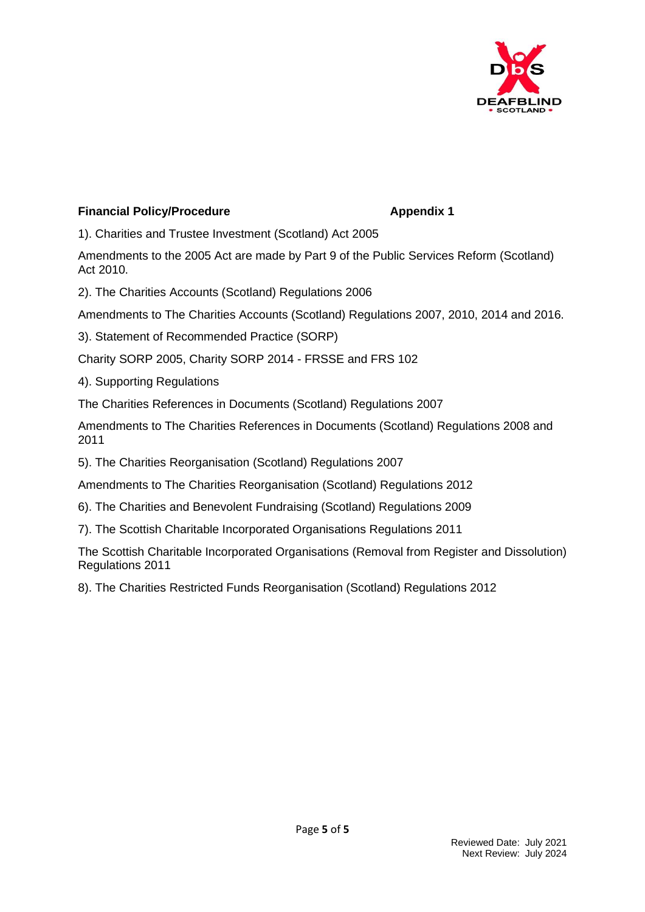**Financial Policy/Procedure** **Appendix 1**

1). Charities and Trustee Investment (Scotland) Act 2005

Amendments to the 2005 Act are made by Part 9 of the Public Services Reform (Scotland) Act 2010.

2). The Charities Accounts (Scotland) Regulations 2006

Amendments to The Charities Accounts (Scotland) Regulations 2007, 2010, 2014 and 2016.

3). Statement of Recommended Practice (SORP)

Charity SORP 2005, Charity SORP 2014 - FRSSE and FRS 102

4). Supporting Regulations

The Charities References in Documents (Scotland) Regulations 2007

Amendments to The Charities References in Documents (Scotland) Regulations 2008 and 2011

5). The Charities Reorganisation (Scotland) Regulations 2007

Amendments to The Charities Reorganisation (Scotland) Regulations 2012

6). The Charities and Benevolent Fundraising (Scotland) Regulations 2009

7). The Scottish Charitable Incorporated Organisations Regulations 2011

The Scottish Charitable Incorporated Organisations (Removal from Register and Dissolution) Regulations 2011

8). The Charities Restricted Funds Reorganisation (Scotland) Regulations 2012